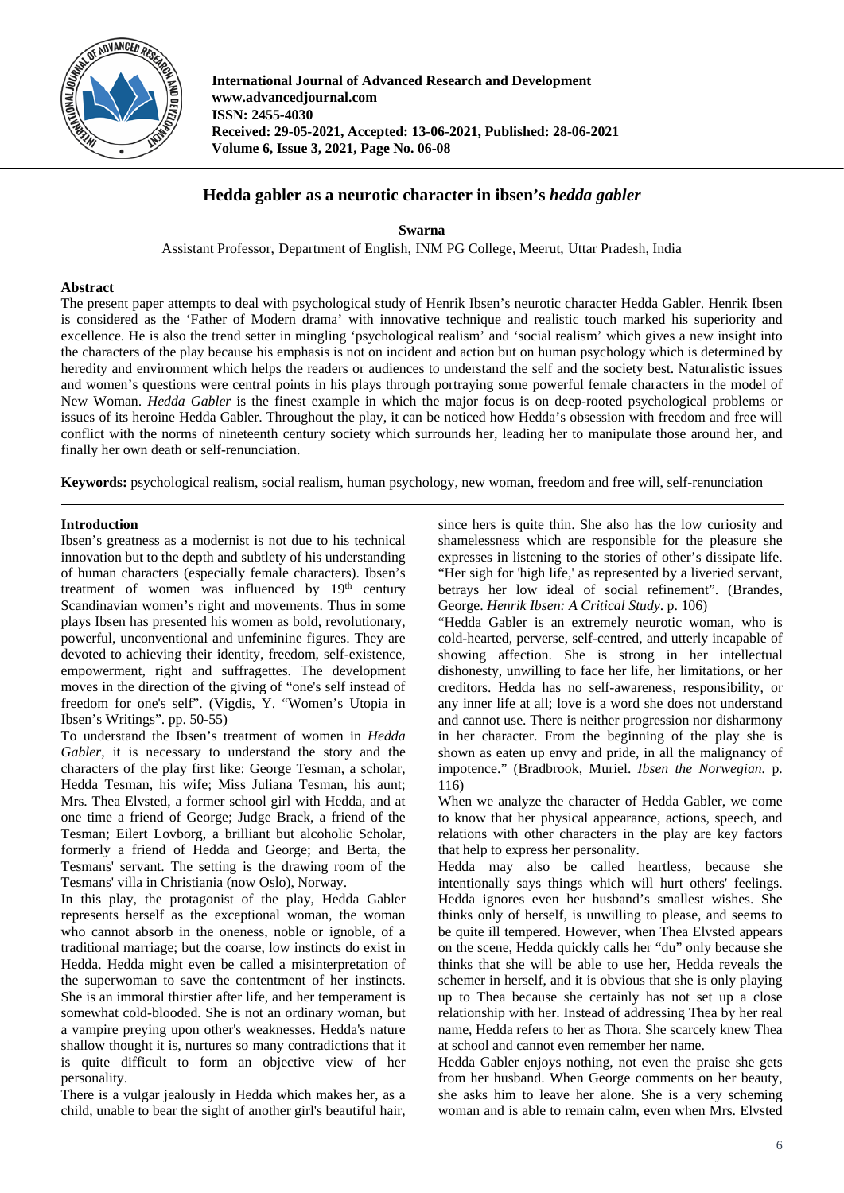# Hedda gabler as a neurotic character in ibsen's *hedda gabler*

**Swarna**

Assistant Professor, Department of English, INM PG College, Meerut, Uttar Pradesh, India

## Abstract

The present paper attempts to deal with psychological study of Henrik Ibsen's neurotic character Hedda Gabler. Henrik Ibsen is considered as the 'Father of Modern drama' with innovative technique and realistic touch marked his superiority and excellence. He is also the trend setter in mingling 'psychological realism' and 'social realism' which gives a new insight into the characters of the play because his emphasis is not on incident and action but on human psychology which is determined by heredity and environment which helps the readers or audiences to understand the self and the society best. Naturalistic issues and women's questions were central points in his plays through portraying some powerful female characters in the model of New Woman. *Hedda Gabler* is the finest example in which the major focus is on deep-rooted psychological problems or issues of its heroine Hedda Gabler. Throughout the play, it can be noticed how Hedda's obsession with freedom and free will conflict with the norms of nineteenth century society which surrounds her, leading her to manipulate those around her, and finally her own death or self-renunciation.

**Keywords:** psychological realism, social realism, human psychology, new woman, freedom and free will, self-renunciation

## Introduction

Ibsen's greatness as a modernist is not due to his technical innovation but to the depth and subtlety of his understanding of human characters (especially female characters). Ibsen's treatment of women was influenced by 19th century Scandinavian women's right and movements. Thus in some plays Ibsen has presented his women as bold, revolutionary, powerful, unconventional and unfeminine figures. They are devoted to achieving their identity, freedom, self-existence, empowerment, right and suffragettes. The development moves in the direction of the giving of "one's self instead of freedom for one's self". (Vigdis, Y. "Women's Utopia in Ibsen's Writings". pp. 50-55)

To understand the Ibsen's treatment of women in *Hedda Gabler*, it is necessary to understand the story and the characters of the play first like: George Tesman, a scholar, Hedda Tesman, his wife; Miss Juliana Tesman, his aunt; Mrs. Thea Elvsted, a former school girl with Hedda, and at one time a friend of George; Judge Brack, a friend of the Tesman; Eilert Lovborg, a brilliant but alcoholic Scholar, formerly a friend of Hedda and George; and Berta, the Tesmans' servant. The setting is the drawing room of the Tesmans' villa in Christiania (now Oslo), Norway.

In this play, the protagonist of the play, Hedda Gabler represents herself as the exceptional woman, the woman who cannot absorb in the oneness, noble or ignoble, of a traditional marriage; but the coarse, low instincts do exist in Hedda. Hedda might even be called a misinterpretation of the superwoman to save the contentment of her instincts. She is an immoral thirstier after life, and her temperament is somewhat cold-blooded. She is not an ordinary woman, but a vampire preying upon other's weaknesses. Hedda's nature shallow thought it is, nurtures so many contradictions that it is quite difficult to form an objective view of her personality.

There is a vulgar jealously in Hedda which makes her, as a child, unable to bear the sight of another girl's beautiful hair, since hers is quite thin. She also has the low curiosity and shamelessness which are responsible for the pleasure she expresses in listening to the stories of other's dissipate life. "Her sigh for 'high life,' as represented by a liveried servant, betrays her low ideal of social refinement". (Brandes, George. *Henrik Ibsen: A Critical Study*. p. 106)

"Hedda Gabler is an extremely neurotic woman, who is cold-hearted, perverse, self-centred, and utterly incapable of showing affection. She is strong in her intellectual dishonesty, unwilling to face her life, her limitations, or her creditors. Hedda has no self-awareness, responsibility, or any inner life at all; love is a word she does not understand and cannot use. There is neither progression nor disharmony in her character. From the beginning of the play she is shown as eaten up envy and pride, in all the malignancy of impotence." (Bradbrook, Muriel. *Ibsen the Norwegian.* p. 116)

When we analyze the character of Hedda Gabler, we come to know that her physical appearance, actions, speech, and relations with other characters in the play are key factors that help to express her personality.

Hedda may also be called heartless, because she intentionally says things which will hurt others' feelings. Hedda ignores even her husband's smallest wishes. She thinks only of herself, is unwilling to please, and seems to be quite ill tempered. However, when Thea Elvsted appears on the scene, Hedda quickly calls her "du" only because she thinks that she will be able to use her, Hedda reveals the schemer in herself, and it is obvious that she is only playing up to Thea because she certainly has not set up a close relationship with her. Instead of addressing Thea by her real name, Hedda refers to her as Thora. She scarcely knew Thea at school and cannot even remember her name.

Hedda Gabler enjoys nothing, not even the praise she gets from her husband. When George comments on her beauty, she asks him to leave her alone. She is a very scheming woman and is able to remain calm, even when Mrs. Elvsted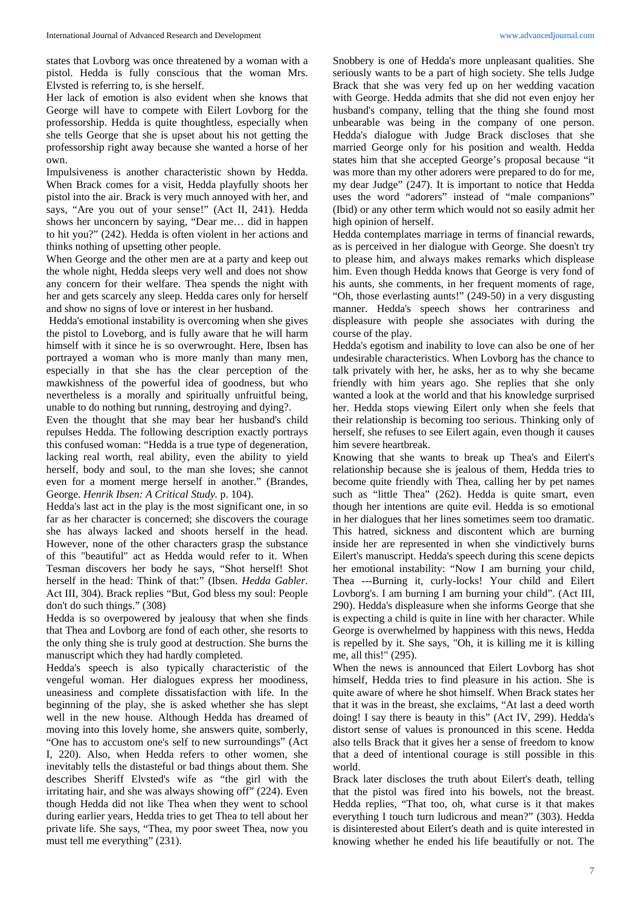states that Lovborg was once threatened by a woman with a pistol. Hedda is fully conscious that the woman Mrs. Elvsted is referring to, is she herself.

Her lack of emotion is also evident when she knows that George will have to compete with Eilert Lovborg for the professorship. Hedda is quite thoughtless, especially when she tells George that she is upset about his not getting the professorship right away because she wanted a horse of her own.

Impulsiveness is another characteristic shown by Hedda. When Brack comes for a visit, Hedda playfully shoots her pistol into the air. Brack is very much annoyed with her, and says, "Are you out of your sense!" (Act II, 241). Hedda shows her unconcern by saying, "Dear me… did in happen to hit you?" (242). Hedda is often violent in her actions and thinks nothing of upsetting other people.

When George and the other men are at a party and keep out the whole night, Hedda sleeps very well and does not show any concern for their welfare. Thea spends the night with her and gets scarcely any sleep. Hedda cares only for herself and show no signs of love or interest in her husband.

Hedda's emotional instability is overcoming when she gives the pistol to Loveborg, and is fully aware that he will harm himself with it since he is so overwrought. Here, Ibsen has portrayed a woman who is more manly than many men, especially in that she has the clear perception of the mawkishness of the powerful idea of goodness, but who nevertheless is a morally and spiritually unfruitful being, unable to do nothing but running, destroying and dying?.

Even the thought that she may bear her husband's child repulses Hedda. The following description exactly portrays this confused woman: "Hedda is a true type of degeneration, lacking real worth, real ability, even the ability to yield herself, body and soul, to the man she loves; she cannot even for a moment merge herself in another." (Brandes, George. *Henrik Ibsen: A Critical Study.* p. 104).

Hedda's last act in the play is the most significant one, in so far as her character is concerned; she discovers the courage she has always lacked and shoots herself in the head. However, none of the other characters grasp the substance of this "beautiful" act as Hedda would refer to it. When Tesman discovers her body he says, "Shot herself! Shot herself in the head: Think of that:" (Ibsen. *Hedda Gabler*. Act III, 304). Brack replies "But, God bless my soul: People don't do such things." (308)

Hedda is so overpowered by jealousy that when she finds that Thea and Lovborg are fond of each other, she resorts to the only thing she is truly good at destruction. She burns the manuscript which they had hardly completed.

Hedda's speech is also typically characteristic of the vengeful woman. Her dialogues express her moodiness, uneasiness and complete dissatisfaction with life. In the beginning of the play, she is asked whether she has slept well in the new house. Although Hedda has dreamed of moving into this lovely home, she answers somberly, "One has to accustom one's self to new surroundings" (Act I, 220). Also, when Hedda refers to other women, she inevitably tells the distasteful or bad things about them. She describes Sheriff Elvsted's wife as "the girl with the irritating hair, and she was always showing off" (224). Even though Hedda did not like Thea when they went to school during earlier years, Hedda tries to get Thea to tell about her private life. She says, "Thea, my poor sweet Thea, now you must tell me everything" (231).

Snobbery is one of Hedda's more unpleasant qualities. She seriously wants to be a part of high society. She tells Judge Brack that she was very fed up on her wedding vacation with George. Hedda admits that she did not even enjoy her husband's company, telling that the thing she found most unbearable was being in the company of one person. Hedda's dialogue with Judge Brack discloses that she married George only for his position and wealth. Hedda states him that she accepted George's proposal because "it was more than my other adorers were prepared to do for me, my dear Judge" (247). It is important to notice that Hedda uses the word "adorers" instead of "male companions" (Ibid) or any other term which would not so easily admit her high opinion of herself.

Hedda contemplates marriage in terms of financial rewards, as is perceived in her dialogue with George. She doesn't try to please him, and always makes remarks which displease him. Even though Hedda knows that George is very fond of his aunts, she comments, in her frequent moments of rage, "Oh, those everlasting aunts!" (249-50) in a very disgusting manner. Hedda's speech shows her contrariness and displeasure with people she associates with during the course of the play.

Hedda's egotism and inability to love can also be one of her undesirable characteristics. When Lovborg has the chance to talk privately with her, he asks, her as to why she became friendly with him years ago. She replies that she only wanted a look at the world and that his knowledge surprised her. Hedda stops viewing Eilert only when she feels that their relationship is becoming too serious. Thinking only of herself, she refuses to see Eilert again, even though it causes him severe heartbreak.

Knowing that she wants to break up Thea's and Eilert's relationship because she is jealous of them, Hedda tries to become quite friendly with Thea, calling her by pet names such as "little Thea" (262). Hedda is quite smart, even though her intentions are quite evil. Hedda is so emotional in her dialogues that her lines sometimes seem too dramatic. This hatred, sickness and discontent which are burning inside her are represented in when she vindictively burns Eilert's manuscript. Hedda's speech during this scene depicts her emotional instability: "Now I am burning your child, Thea ---Burning it, curly-locks! Your child and Eilert Lovborg's. I am burning I am burning your child". (Act III, 290). Hedda's displeasure when she informs George that she is expecting a child is quite in line with her character. While George is overwhelmed by happiness with this news, Hedda is repelled by it. She says, "Oh, it is killing me it is killing me, all this!" (295).

When the news is announced that Eilert Lovborg has shot himself, Hedda tries to find pleasure in his action. She is quite aware of where he shot himself. When Brack states her that it was in the breast, she exclaims, "At last a deed worth doing! I say there is beauty in this" (Act IV, 299). Hedda's distort sense of values is pronounced in this scene. Hedda also tells Brack that it gives her a sense of freedom to know that a deed of intentional courage is still possible in this world.

Brack later discloses the truth about Eilert's death, telling that the pistol was fired into his bowels, not the breast. Hedda replies, "That too, oh, what curse is it that makes everything I touch turn ludicrous and mean?" (303). Hedda is disinterested about Eilert's death and is quite interested in knowing whether he ended his life beautifully or not. The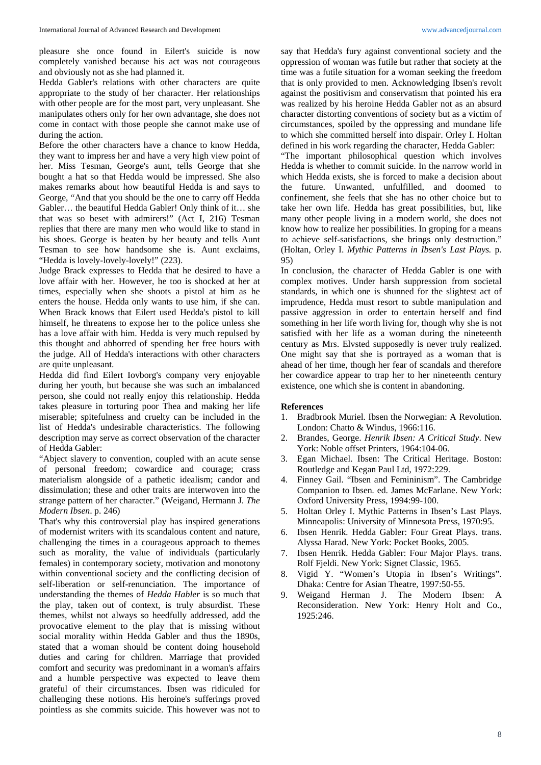pleasure she once found in Eilert's suicide is now completely vanished because his act was not courageous and obviously not as she had planned it.

Hedda Gabler's relations with other characters are quite appropriate to the study of her character. Her relationships with other people are for the most part, very unpleasant. She manipulates others only for her own advantage, she does not come in contact with those people she cannot make use of during the action.

Before the other characters have a chance to know Hedda, they want to impress her and have a very high view point of her. Miss Tesman, George's aunt, tells George that she bought a hat so that Hedda would be impressed. She also makes remarks about how beautiful Hedda is and says to George, "And that you should be the one to carry off Hedda Gabler… the beautiful Hedda Gabler! Only think of it… she that was so beset with admirers!" (Act I, 216) Tesman replies that there are many men who would like to stand in his shoes. George is beaten by her beauty and tells Aunt Tesman to see how handsome she is. Aunt exclaims, "Hedda is lovely-lovely-lovely!" (223).

Judge Brack expresses to Hedda that he desired to have a love affair with her. However, he too is shocked at her at times, especially when she shoots a pistol at him as he enters the house. Hedda only wants to use him, if she can. When Brack knows that Eilert used Hedda's pistol to kill himself, he threatens to expose her to the police unless she has a love affair with him. Hedda is very much repulsed by this thought and abhorred of spending her free hours with the judge. All of Hedda's interactions with other characters are quite unpleasant.

Hedda did find Eilert Iovborg's company very enjoyable during her youth, but because she was such an imbalanced person, she could not really enjoy this relationship. Hedda takes pleasure in torturing poor Thea and making her life miserable; spitefulness and cruelty can be included in the list of Hedda's undesirable characteristics. The following description may serve as correct observation of the character of Hedda Gabler:

"Abject slavery to convention, coupled with an acute sense of personal freedom; cowardice and courage; crass materialism alongside of a pathetic idealism; candor and dissimulation; these and other traits are interwoven into the strange pattern of her character." (Weigand, Hermann J. *The Modern Ibsen*. p. 246)

That's why this controversial play has inspired generations of modernist writers with its scandalous content and nature, challenging the times in a courageous approach to themes such as morality, the value of individuals (particularly females) in contemporary society, motivation and monotony within conventional society and the conflicting decision of self-liberation or self-renunciation. The importance of understanding the themes of *Hedda Habler* is so much that the play, taken out of context, is truly absurdist. These themes, whilst not always so heedfully addressed, add the provocative element to the play that is missing without social morality within Hedda Gabler and thus the 1890s, stated that a woman should be content doing household duties and caring for children. Marriage that provided comfort and security was predominant in a woman's affairs and a humble perspective was expected to leave them grateful of their circumstances. Ibsen was ridiculed for challenging these notions. His heroine's sufferings proved pointless as she commits suicide. This however was not to say that Hedda's fury against conventional society and the oppression of woman was futile but rather that society at the time was a futile situation for a woman seeking the freedom that is only provided to men. Acknowledging Ibsen's revolt against the positivism and conservatism that pointed his era was realized by his heroine Hedda Gabler not as an absurd character distorting conventions of society but as a victim of circumstances, spoiled by the oppressing and mundane life to which she committed herself into dispair. Orley I. Holtan defined in his work regarding the character, Hedda Gabler:

"The important philosophical question which involves Hedda is whether to commit suicide. In the narrow world in which Hedda exists, she is forced to make a decision about the future. Unwanted, unfulfilled, and doomed to confinement, she feels that she has no other choice but to take her own life. Hedda has great possibilities, but, like many other people living in a modern world, she does not know how to realize her possibilities. In groping for a means to achieve self-satisfactions, she brings only destruction." (Holtan, Orley I. *Mythic Patterns in Ibsen's Last Plays.* p. 95)

In conclusion, the character of Hedda Gabler is one with complex motives. Under harsh suppression from societal standards, in which one is shunned for the slightest act of imprudence, Hedda must resort to subtle manipulation and passive aggression in order to entertain herself and find something in her life worth living for, though why she is not satisfied with her life as a woman during the nineteenth century as Mrs. Elvsted supposedly is never truly realized. One might say that she is portrayed as a woman that is ahead of her time, though her fear of scandals and therefore her cowardice appear to trap her to her nineteenth century existence, one which she is content in abandoning.

## References

1. Bradbrook Muriel. Ibsen the Norwegian: A Revolution. London: Chatto & Windus, 1966:116.
2. Brandes, George. *Henrik Ibsen: A Critical Study*. New York: Noble offset Printers, 1964:104-06.
3. Egan Michael. Ibsen: The Critical Heritage. Boston: Routledge and Kegan Paul Ltd, 1972:229.
4. Finney Gail. "Ibsen and Femininism". The Cambridge Companion to Ibsen. ed. James McFarlane. New York: Oxford University Press, 1994:99-100.
5. Holtan Orley I. Mythic Patterns in Ibsen's Last Plays. Minneapolis: University of Minnesota Press, 1970:95.
6. Ibsen Henrik. Hedda Gabler: Four Great Plays. trans. Alyssa Harad. New York: Pocket Books, 2005.
7. Ibsen Henrik. Hedda Gabler: Four Major Plays. trans. Rolf Fjeldi. New York: Signet Classic, 1965.
8. Vigid Y. "Women's Utopia in Ibsen's Writings". Dhaka: Centre for Asian Theatre, 1997:50-55.
9. Weigand Herman J. The Modern Ibsen: A Reconsideration. New York: Henry Holt and Co., 1925:246.